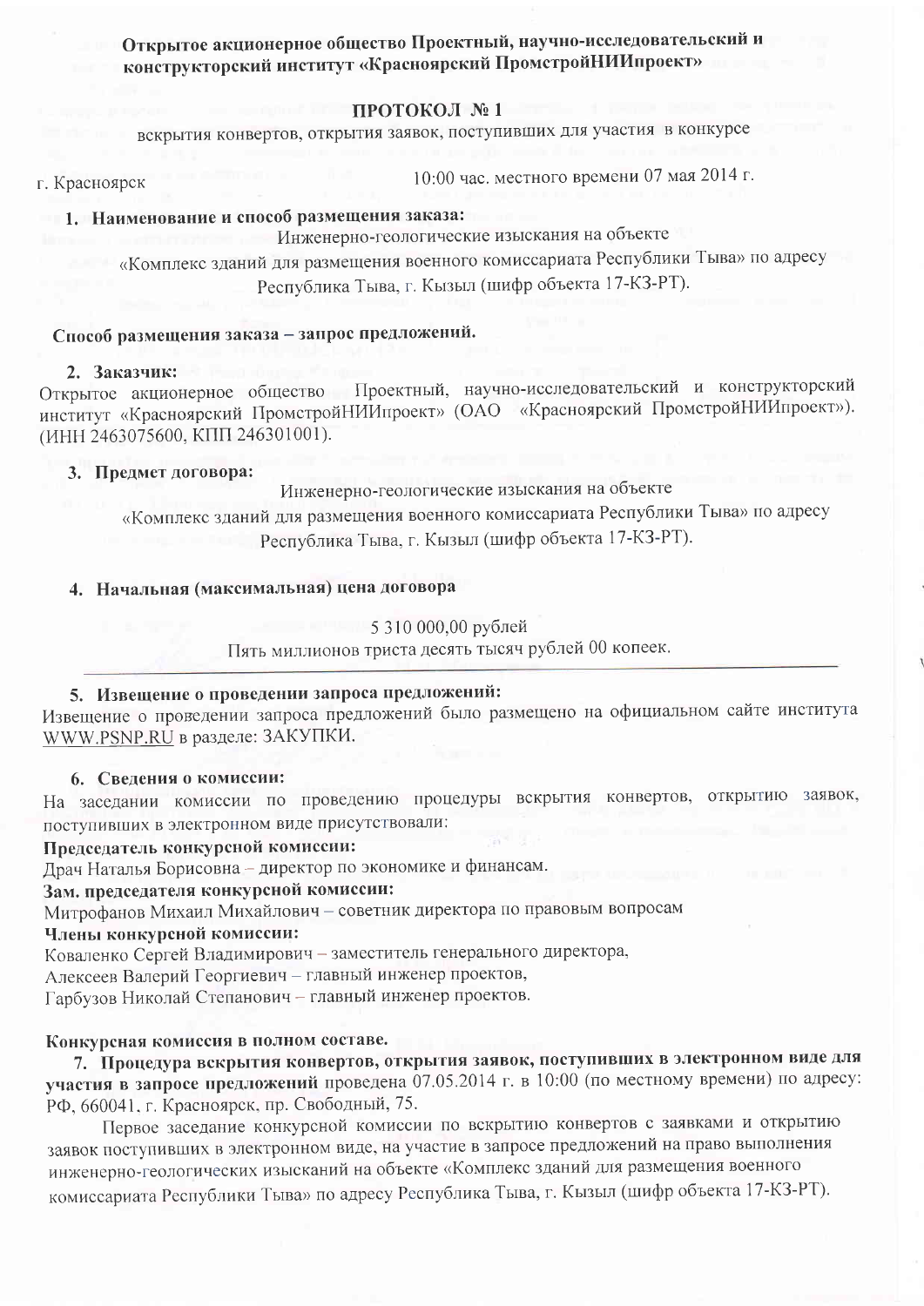**Открытое акционерное общество Проектный, научно-исследовательский и конструкторский институт «Красноярский ПромстройНИИпроект»**

# ПРОТОКОЛ № 1

вскрытия конвертов, открытия заявок, поступивших для участия в конкурсе

г. Красноярск 10:00 час. местного времени 07 мая 2014 г.

**1. Наименование и способ размещения заказа:**

Инженерно-геологические изыскания на объекте «Комплекс зданий для размещения военного комиссариата Республики Тыва» по адресу Республика Тыва, г. Кызыл (шифр объекта 17-КЗ-РТ).

**Способ размещения заказа – запрос предложений.**

**2. Заказчик:**

Открытое акционерное общество Проектный, научно-исследовательский и конструкторский институт «Красноярский ПромстройНИИпроект» (ОАО «Красноярский ПромстройНИИпроект»). (ИНН 2463075600, КПП 246301001).

**3. Предмет договора:**

Инженерно-геологические изыскания на объекте «Комплекс зданий для размещения военного комиссариата Республики Тыва» по адресу Республика Тыва, г. Кызыл (шифр объекта 17-КЗ-РТ).

**4. Начальная (максимальная) цена договора**

5 310 000,00 рублей

Пять миллионов триста десять тысяч рублей 00 копеек.

**5. Извещение о проведении запроса предложений:**

Извещение о проведении запроса предложений было размещено на официальном сайте института WWW.PSNP.RU в разделе: ЗАКУПКИ.

**6. Сведения о комиссии:**

На заседании комиссии по проведению процедуры вскрытия конвертов, открытию заявок, поступивших в электронном виде присутствовали:

**Председатель конкурсной комиссии:**

Драч Наталья Борисовна – директор по экономике и финансам.

**Зам. председателя конкурсной комиссии:**

Митрофанов Михаил Михайлович – советник директора по правовым вопросам

**Члены конкурсной комиссии:**

Коваленко Сергей Владимирович – заместитель генерального директора,

Алексеев Валерий Георгиевич – главный инженер проектов,

Гарбузов Николай Степанович – главный инженер проектов.

**Конкурсная комиссия в полном составе.**

**7. Процедура вскрытия конвертов, открытия заявок, поступивших в электронном виде для участия в запросе предложений** проведена 07.05.2014 г. в 10:00 (по местному времени) по адресу: РФ, 660041, г. Красноярск, пр. Свободный, 75.

Первое заседание конкурсной комиссии по вскрытию конвертов с заявками и открытию заявок поступивших в электронном виде, на участие в запросе предложений на право выполнения инженерно-геологических изысканий на объекте «Комплекс зданий для размещения военного комиссариата Республики Тыва» по адресу Республика Тыва, г. Кызыл (шифр объекта 17-КЗ-РТ).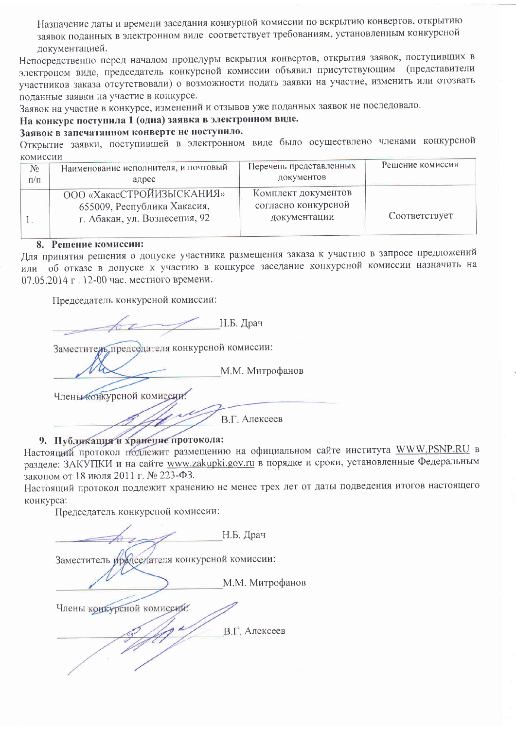Назначение даты и времени заседания конкурной комиссии по вскрытию конвертов, открытию заявок поданных в электронном виде соответствует требованиям, установленным конкурсной документацией.

Непосредственно перед началом процедуры вскрытия конвертов, открытия заявок, поступивших в электроном виде, председатель конкурсной комиссии объявил присутствующим (представители участников заказа отсутствовали) о возможности подать заявки на участие, изменить или отозвать поданные заявки на участие в конкурсе.

Заявок на участие в конкурсе, изменений и отзывов уже поданных заявок не последовало.

**На конкурс поступила 1 (одна) заявка в электронном виде.**

**Заявок в запечатанном конверте не поступило.**

Открытие заявки, поступившей в электронном виде было осуществлено членами конкурсной комиссии

| № п/п | Наименование исполнителя, и почтовый адрес | Перечень представленных документов | Решение комиссии |
|---|---|---|---|
| 1. | ООО «ХакасСТРОЙИЗЫСКАНИЯ» 655009, Республика Хакасия, г. Абакан, ул. Вознесения, 92 | Комплект документов согласно конкурсной документации | Соответствует |

**8. Решение комиссии:**

Для принятия решения о допуске участника размещения заказа к участию в запросе предложений или об отказе в допуске к участию в конкурсе заседание конкурсной комиссии назначить на 07.05.2014 г . 12-00 час. местного времени.

Председатель конкурсной комиссии:

_________________________ Н.Б. Драч

Заместитель председателя конкурсной комиссии:

_________________________ М.М. Митрофанов

Члены конкурсной комиссии:

_________________________ В.Г. Алексеев

**9. Публикация и хранение протокола:**

Настоящий протокол подлежит размещению на официальном сайте института WWW.PSNP.RU в разделе: ЗАКУПКИ и на сайте www.zakupki.gov.ru в порядке и сроки, установленные Федеральным законом от 18 июля 2011 г. № 223-ФЗ.

Настоящий протокол подлежит хранению не менее трех лет от даты подведения итогов настоящего конкурса:

Председатель конкурсной комиссии:

_________________________ Н.Б. Драч

Заместитель председателя конкурсной комиссии:

_________________________ М.М. Митрофанов

Члены конкурсной комиссии:

_________________________ В.Г. Алексеев